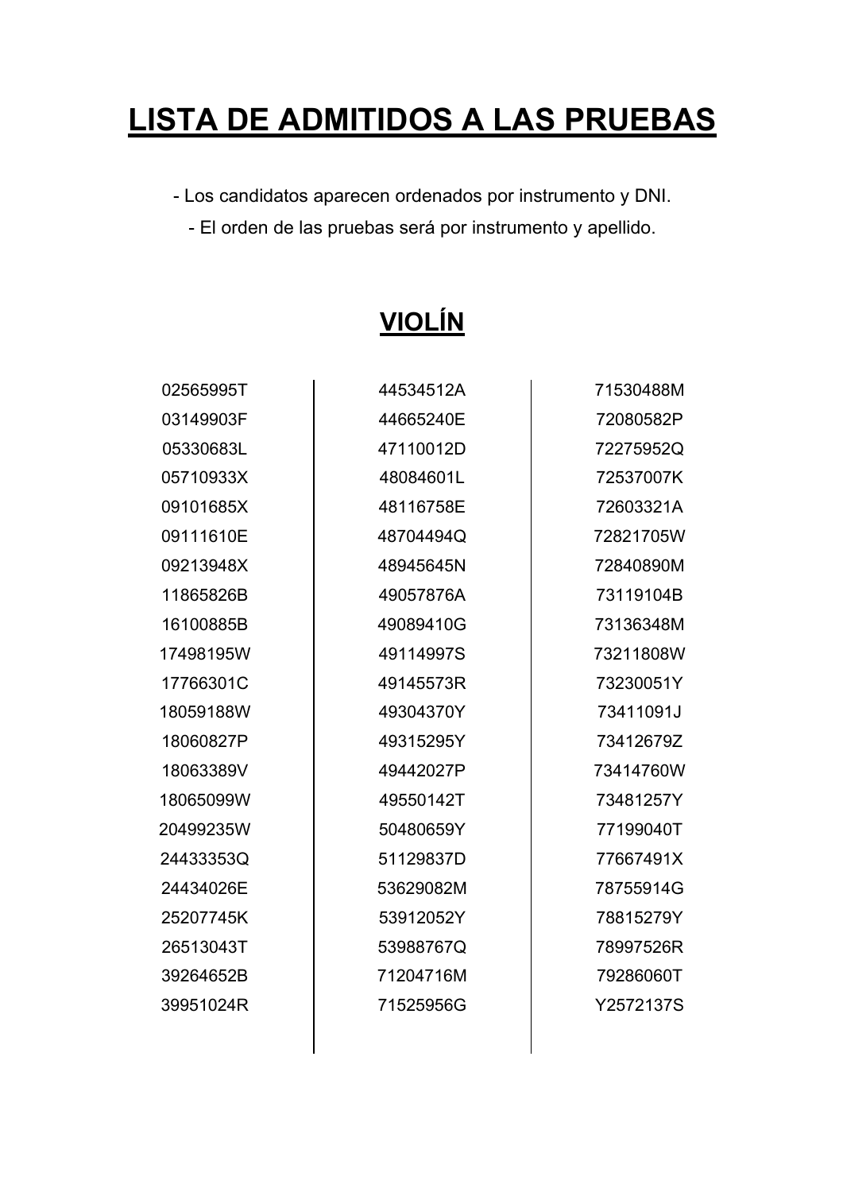# LISTA DE ADMITIDOS A LAS PRUEBAS

- Los candidatos aparecen ordenados por instrumento y DNI.
- El orden de las pruebas será por instrumento y apellido.

## VIOLÍN

02565995T
03149903F
05330683L
05710933X
09101685X
09111610E
09213948X
11865826B
16100885B
17498195W
17766301C
18059188W
18060827P
18063389V
18065099W
20499235W
24433353Q
24434026E
25207745K
26513043T
39264652B
39951024R
44534512A
44665240E
47110012D
48084601L
48116758E
48704494Q
48945645N
49057876A
49089410G
49114997S
49145573R
49304370Y
49315295Y
49442027P
49550142T
50480659Y
51129837D
53629082M
53912052Y
53988767Q
71204716M
71525956G
71530488M
72080582P
72275952Q
72537007K
72603321A
72821705W
72840890M
73119104B
73136348M
73211808W
73230051Y
73411091J
73412679Z
73414760W
73481257Y
77199040T
77667491X
78755914G
78815279Y
78997526R
79286060T
Y2572137S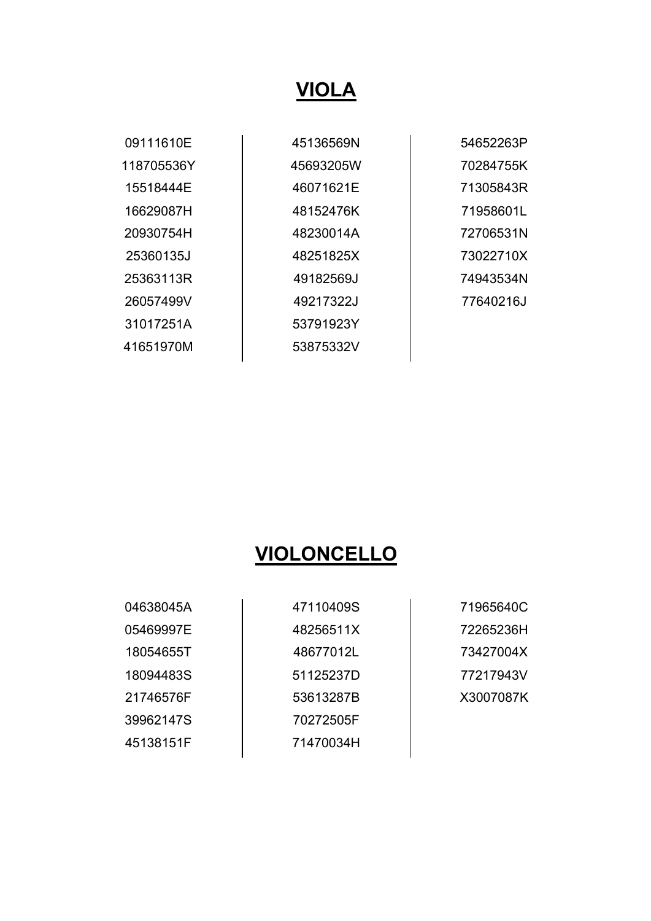## VIOLA

| | | |
|---|---|---|
| 09111610E | 45136569N | 54652263P |
| 118705536Y | 45693205W | 70284755K |
| 15518444E | 46071621E | 71305843R |
| 16629087H | 48152476K | 71958601L |
| 20930754H | 48230014A | 72706531N |
| 25360135J | 48251825X | 73022710X |
| 25363113R | 49182569J | 74943534N |
| 26057499V | 49217322J | 77640216J |
| 31017251A | 53791923Y | |
| 41651970M | 53875332V | |

## VIOLONCELLO

| | | |
|---|---|---|
| 04638045A | 47110409S | 71965640C |
| 05469997E | 48256511X | 72265236H |
| 18054655T | 48677012L | 73427004X |
| 18094483S | 51125237D | 77217943V |
| 21746576F | 53613287B | X3007087K |
| 39962147S | 70272505F | |
| 45138151F | 71470034H | |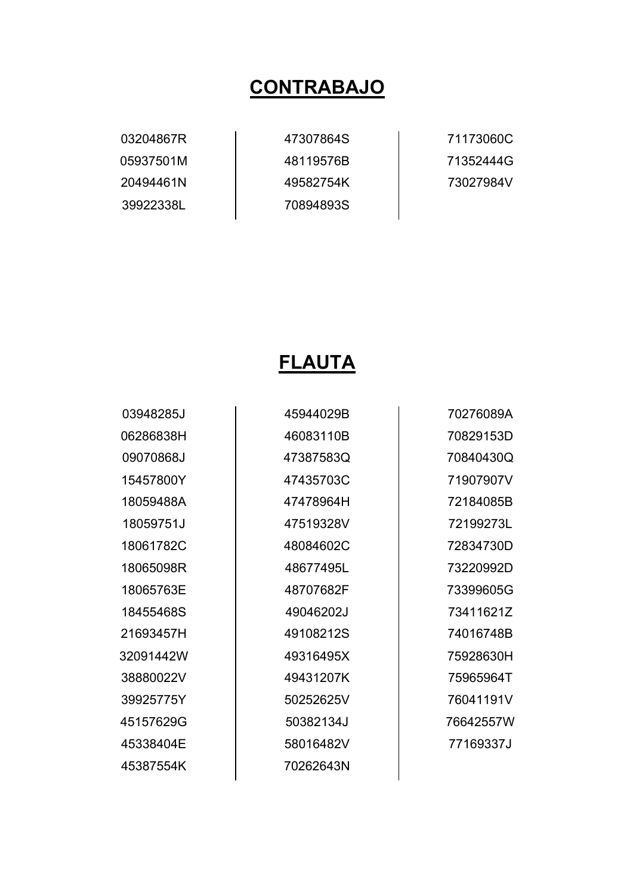# CONTRABAJO

| | | |
|---|---|---|
| 03204867R | 47307864S | 71173060C |
| 05937501M | 48119576B | 71352444G |
| 20494461N | 49582754K | 73027984V |
| 39922338L | 70894893S | |

# FLAUTA

| | | |
|---|---|---|
| 03948285J | 45944029B | 70276089A |
| 06286838H | 46083110B | 70829153D |
| 09070868J | 47387583Q | 70840430Q |
| 15457800Y | 47435703C | 71907907V |
| 18059488A | 47478964H | 72184085B |
| 18059751J | 47519328V | 72199273L |
| 18061782C | 48084602C | 72834730D |
| 18065098R | 48677495L | 73220992D |
| 18065763E | 48707682F | 73399605G |
| 18455468S | 49046202J | 73411621Z |
| 21693457H | 49108212S | 74016748B |
| 32091442W | 49316495X | 75928630H |
| 38880022V | 49431207K | 75965964T |
| 39925775Y | 50252625V | 76041191V |
| 45157629G | 50382134J | 76642557W |
| 45338404E | 58016482V | 77169337J |
| 45387554K | 70262643N | |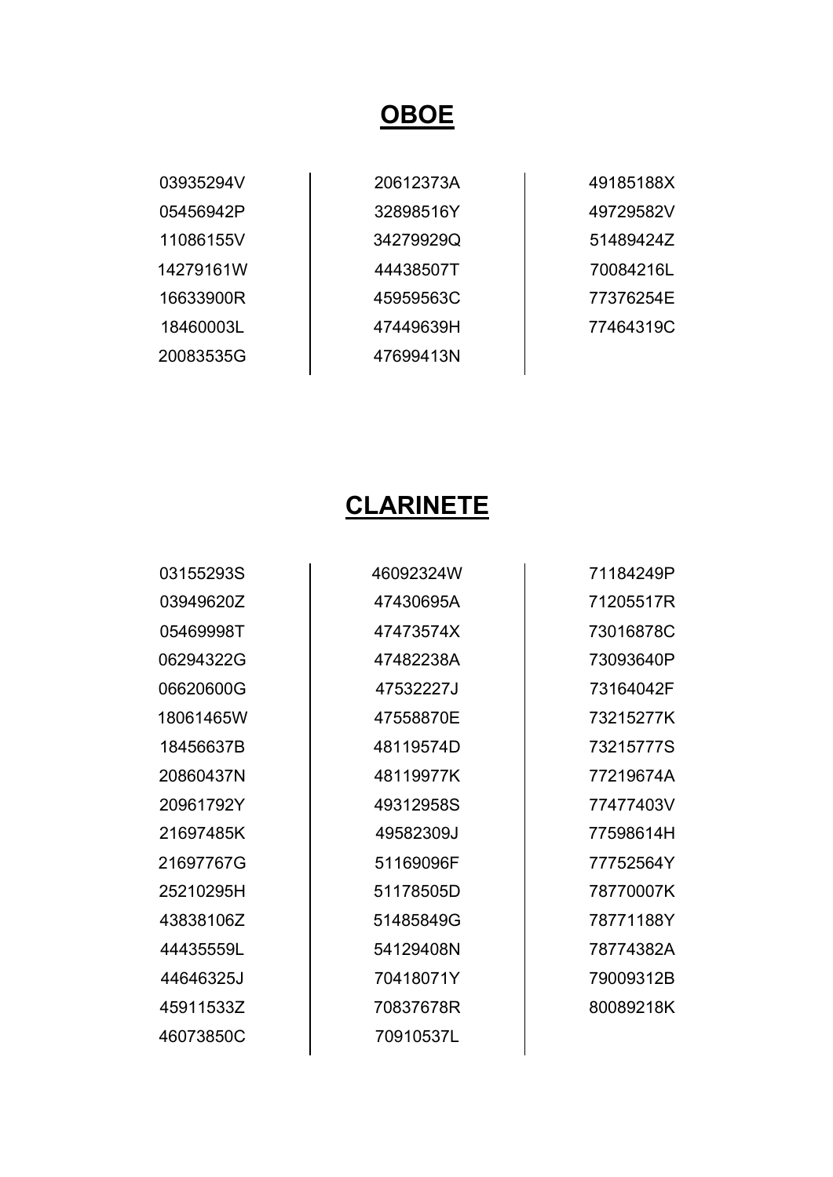## OBOE

| | | |
|---|---|---|
| 03935294V | 20612373A | 49185188X |
| 05456942P | 32898516Y | 49729582V |
| 11086155V | 34279929Q | 51489424Z |
| 14279161W | 44438507T | 70084216L |
| 16633900R | 45959563C | 77376254E |
| 18460003L | 47449639H | 77464319C |
| 20083535G | 47699413N | |

## CLARINETE

| | | |
|---|---|---|
| 03155293S | 46092324W | 71184249P |
| 03949620Z | 47430695A | 71205517R |
| 05469998T | 47473574X | 73016878C |
| 06294322G | 47482238A | 73093640P |
| 06620600G | 47532227J | 73164042F |
| 18061465W | 47558870E | 73215277K |
| 18456637B | 48119574D | 73215777S |
| 20860437N | 48119977K | 77219674A |
| 20961792Y | 49312958S | 77477403V |
| 21697485K | 49582309J | 77598614H |
| 21697767G | 51169096F | 77752564Y |
| 25210295H | 51178505D | 78770007K |
| 43838106Z | 51485849G | 78771188Y |
| 44435559L | 54129408N | 78774382A |
| 44646325J | 70418071Y | 79009312B |
| 45911533Z | 70837678R | 80089218K |
| 46073850C | 70910537L | |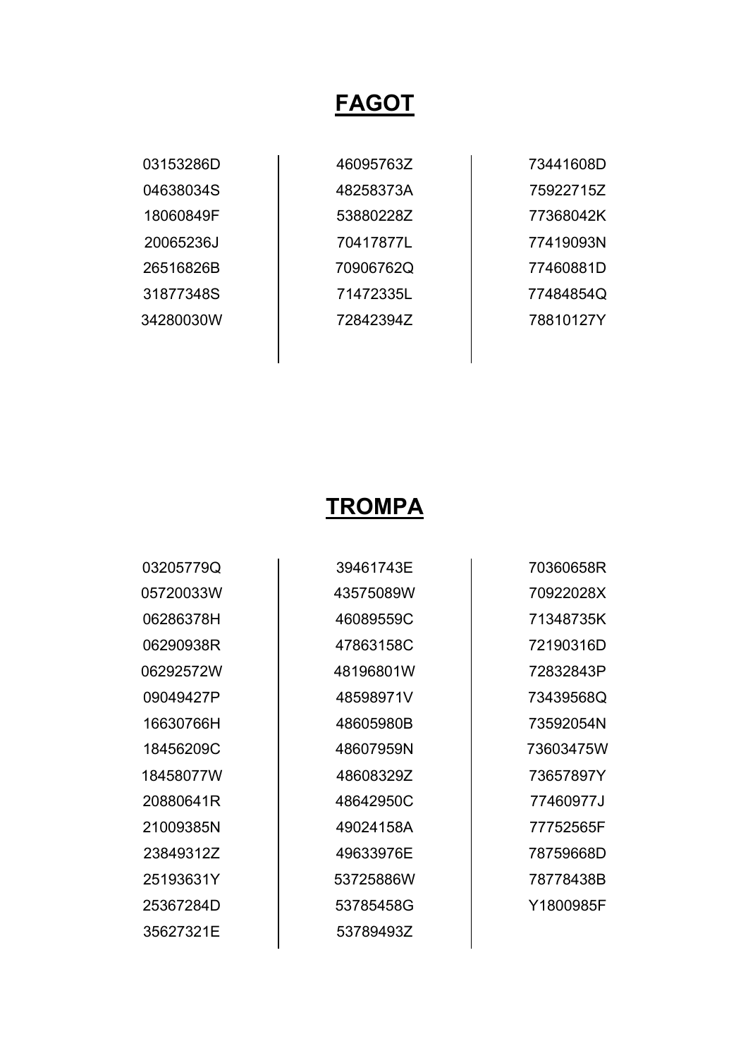## FAGOT

| | | |
|---|---|---|
| 03153286D | 46095763Z | 73441608D |
| 04638034S | 48258373A | 75922715Z |
| 18060849F | 53880228Z | 77368042K |
| 20065236J | 70417877L | 77419093N |
| 26516826B | 70906762Q | 77460881D |
| 31877348S | 71472335L | 77484854Q |
| 34280030W | 72842394Z | 78810127Y |

## TROMPA

| | | |
|---|---|---|
| 03205779Q | 39461743E | 70360658R |
| 05720033W | 43575089W | 70922028X |
| 06286378H | 46089559C | 71348735K |
| 06290938R | 47863158C | 72190316D |
| 06292572W | 48196801W | 72832843P |
| 09049427P | 48598971V | 73439568Q |
| 16630766H | 48605980B | 73592054N |
| 18456209C | 48607959N | 73603475W |
| 18458077W | 48608329Z | 73657897Y |
| 20880641R | 48642950C | 77460977J |
| 21009385N | 49024158A | 77752565F |
| 23849312Z | 49633976E | 78759668D |
| 25193631Y | 53725886W | 78778438B |
| 25367284D | 53785458G | Y1800985F |
| 35627321E | 53789493Z | |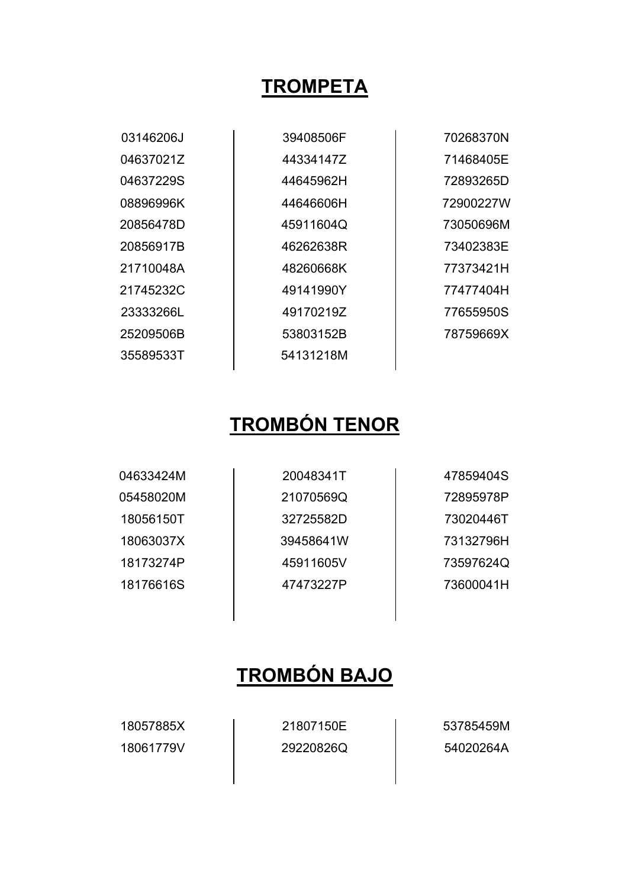## TROMPETA

| | | |
|---|---|---|
| 03146206J | 39408506F | 70268370N |
| 04637021Z | 44334147Z | 71468405E |
| 04637229S | 44645962H | 72893265D |
| 08896996K | 44646606H | 72900227W |
| 20856478D | 45911604Q | 73050696M |
| 20856917B | 46262638R | 73402383E |
| 21710048A | 48260668K | 77373421H |
| 21745232C | 49141990Y | 77477404H |
| 23333266L | 49170219Z | 77655950S |
| 25209506B | 53803152B | 78759669X |
| 35589533T | 54131218M | |

## TROMBÓN TENOR

| | | |
|---|---|---|
| 04633424M | 20048341T | 47859404S |
| 05458020M | 21070569Q | 72895978P |
| 18056150T | 32725582D | 73020446T |
| 18063037X | 39458641W | 73132796H |
| 18173274P | 45911605V | 73597624Q |
| 18176616S | 47473227P | 73600041H |

## TROMBÓN BAJO

| | | |
|---|---|---|
| 18057885X | 21807150E | 53785459M |
| 18061779V | 29220826Q | 54020264A |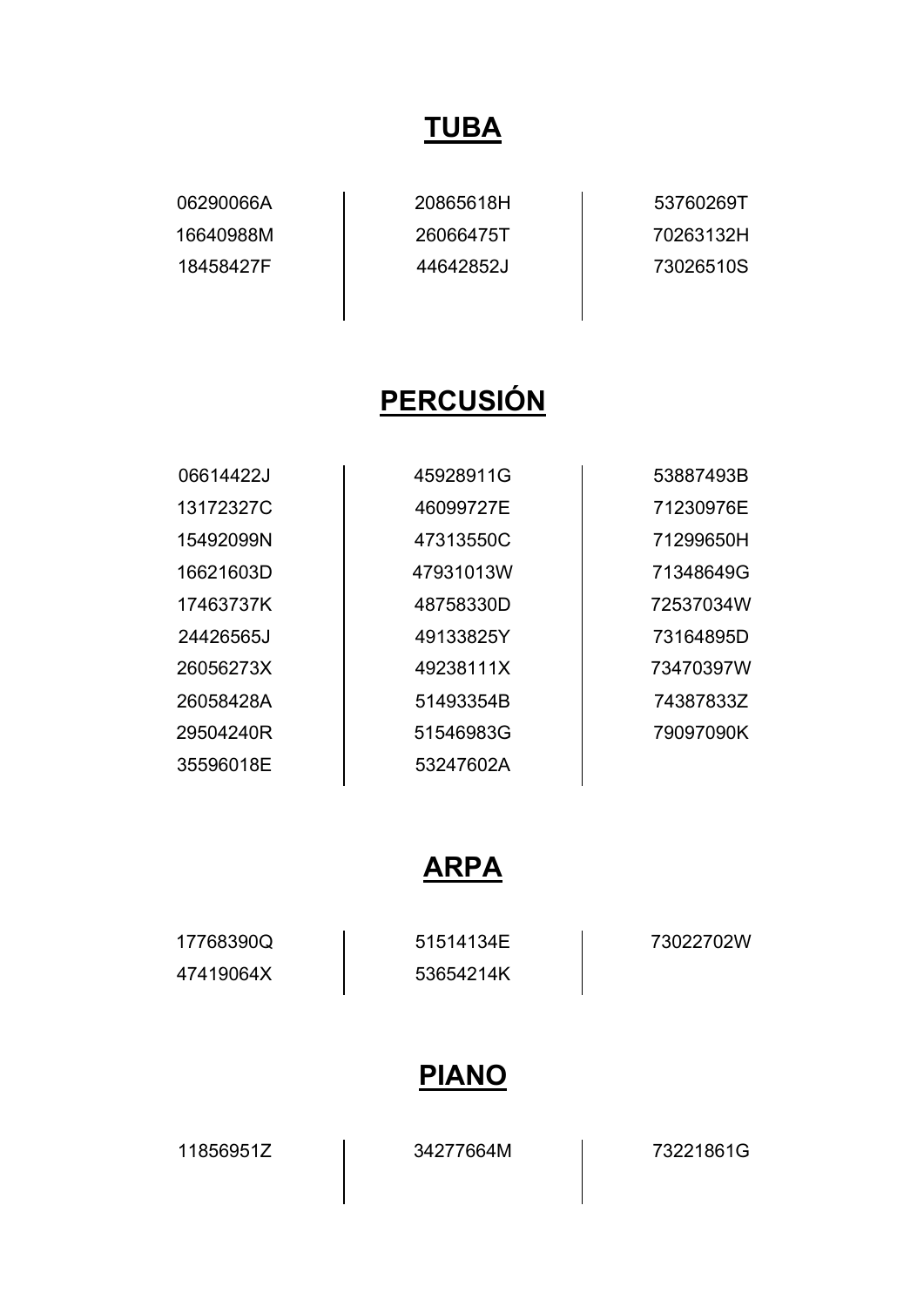## TUBA

| | | |
|---|---|---|
| 06290066A | 20865618H | 53760269T |
| 16640988M | 26066475T | 70263132H |
| 18458427F | 44642852J | 73026510S |

## PERCUSIÓN

| | | |
|---|---|---|
| 06614422J | 45928911G | 53887493B |
| 13172327C | 46099727E | 71230976E |
| 15492099N | 47313550C | 71299650H |
| 16621603D | 47931013W | 71348649G |
| 17463737K | 48758330D | 72537034W |
| 24426565J | 49133825Y | 73164895D |
| 26056273X | 49238111X | 73470397W |
| 26058428A | 51493354B | 74387833Z |
| 29504240R | 51546983G | 79097090K |
| 35596018E | 53247602A | |

## ARPA

| | | |
|---|---|---|
| 17768390Q | 51514134E | 73022702W |
| 47419064X | 53654214K | |

## PIANO

| | | |
|---|---|---|
| 11856951Z | 34277664M | 73221861G |